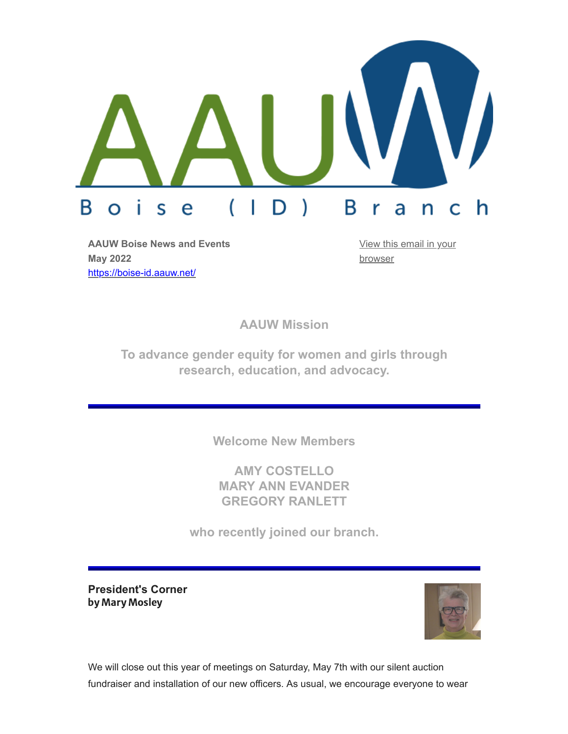# AAUW Boise (ID) Branch

**AAUW Boise News and Events**
**May 2022**
https://boise-id.aauw.net/

View this email in your browser

## AAUW Mission

**To advance gender equity for women and girls through research, education, and advocacy.**

---

## Welcome New Members

**AMY COSTELLO**
**MARY ANN EVANDER**
**GREGORY RANLETT**

**who recently joined our branch.**

---

### President's Corner
**by Mary Mosley**

We will close out this year of meetings on Saturday, May 7th with our silent auction fundraiser and installation of our new officers. As usual, we encourage everyone to wear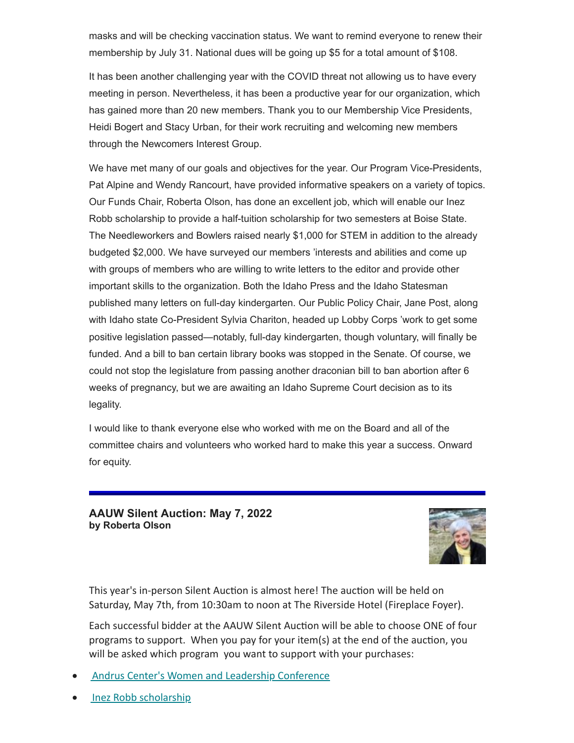masks and will be checking vaccination status. We want to remind everyone to renew their membership by July 31. National dues will be going up $5 for a total amount of $108.

It has been another challenging year with the COVID threat not allowing us to have every meeting in person. Nevertheless, it has been a productive year for our organization, which has gained more than 20 new members. Thank you to our Membership Vice Presidents, Heidi Bogert and Stacy Urban, for their work recruiting and welcoming new members through the Newcomers Interest Group.

We have met many of our goals and objectives for the year. Our Program Vice-Presidents, Pat Alpine and Wendy Rancourt, have provided informative speakers on a variety of topics. Our Funds Chair, Roberta Olson, has done an excellent job, which will enable our Inez Robb scholarship to provide a half-tuition scholarship for two semesters at Boise State. The Needleworkers and Bowlers raised nearly $1,000 for STEM in addition to the already budgeted $2,000. We have surveyed our members 'interests and abilities and come up with groups of members who are willing to write letters to the editor and provide other important skills to the organization. Both the Idaho Press and the Idaho Statesman published many letters on full-day kindergarten. Our Public Policy Chair, Jane Post, along with Idaho state Co-President Sylvia Chariton, headed up Lobby Corps 'work to get some positive legislation passed—notably, full-day kindergarten, though voluntary, will finally be funded. And a bill to ban certain library books was stopped in the Senate. Of course, we could not stop the legislature from passing another draconian bill to ban abortion after 6 weeks of pregnancy, but we are awaiting an Idaho Supreme Court decision as to its legality.

I would like to thank everyone else who worked with me on the Board and all of the committee chairs and volunteers who worked hard to make this year a success. Onward for equity.

---

### AAUW Silent Auction: May 7, 2022
**by Roberta Olson**

This year's in-person Silent Auction is almost here! The auction will be held on Saturday, May 7th, from 10:30am to noon at The Riverside Hotel (Fireplace Foyer).

Each successful bidder at the AAUW Silent Auction will be able to choose ONE of four programs to support. When you pay for your item(s) at the end of the auction, you will be asked which program you want to support with your purchases:

- Andrus Center's Women and Leadership Conference
- Inez Robb scholarship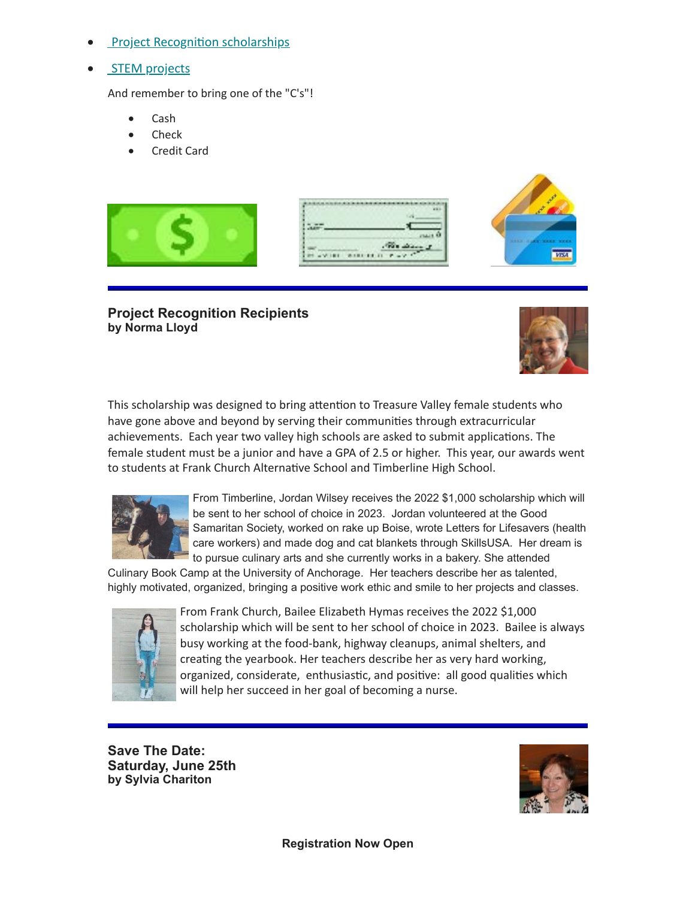- Project Recognition scholarships
- STEM projects

And remember to bring one of the "C's"!

- Cash
- Check
- Credit Card

---

### Project Recognition Recipients
**by Norma Lloyd**

This scholarship was designed to bring attention to Treasure Valley female students who have gone above and beyond by serving their communities through extracurricular achievements. Each year two valley high schools are asked to submit applications. The female student must be a junior and have a GPA of 2.5 or higher. This year, our awards went to students at Frank Church Alternative School and Timberline High School.

From Timberline, Jordan Wilsey receives the 2022 $1,000 scholarship which will be sent to her school of choice in 2023. Jordan volunteered at the Good Samaritan Society, worked on rake up Boise, wrote Letters for Lifesavers (health care workers) and made dog and cat blankets through SkillsUSA. Her dream is to pursue culinary arts and she currently works in a bakery. She attended Culinary Book Camp at the University of Anchorage. Her teachers describe her as talented, highly motivated, organized, bringing a positive work ethic and smile to her projects and classes.

From Frank Church, Bailee Elizabeth Hymas receives the 2022 $1,000 scholarship which will be sent to her school of choice in 2023. Bailee is always busy working at the food-bank, highway cleanups, animal shelters, and creating the yearbook. Her teachers describe her as very hard working, organized, considerate, enthusiastic, and positive: all good qualities which will help her succeed in her goal of becoming a nurse.

---

### Save The Date:
### Saturday, June 25th
**by Sylvia Chariton**

**Registration Now Open**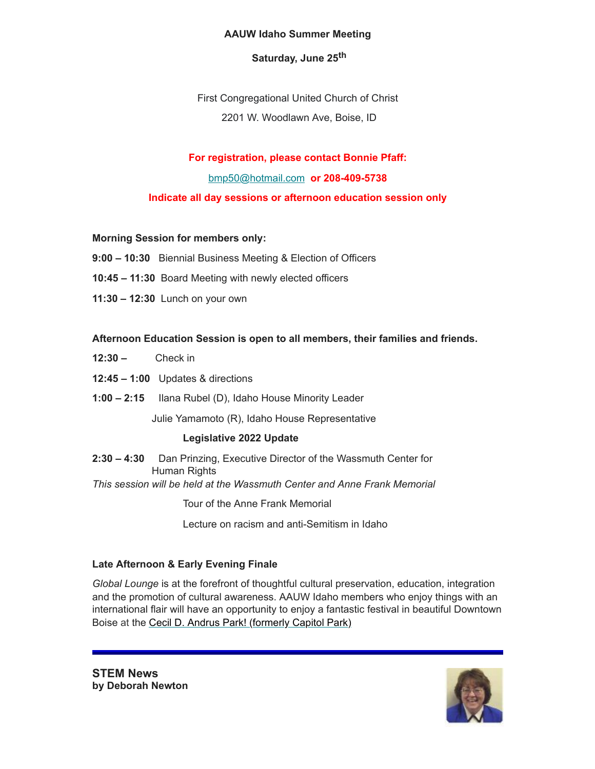**AAUW Idaho Summer Meeting**

**Saturday, June 25th**

First Congregational United Church of Christ

2201 W. Woodlawn Ave, Boise, ID

**For registration, please contact Bonnie Pfaff:**

bmp50@hotmail.com **or 208-409-5738**

**Indicate all day sessions or afternoon education session only**

**Morning Session for members only:**

**9:00 – 10:30** Biennial Business Meeting & Election of Officers

**10:45 – 11:30** Board Meeting with newly elected officers

**11:30 – 12:30** Lunch on your own

**Afternoon Education Session is open to all members, their families and friends.**

**12:30 –** Check in

**12:45 – 1:00** Updates & directions

**1:00 – 2:15** Ilana Rubel (D), Idaho House Minority Leader

Julie Yamamoto (R), Idaho House Representative

**Legislative 2022 Update**

**2:30 – 4:30** Dan Prinzing, Executive Director of the Wassmuth Center for Human Rights

*This session will be held at the Wassmuth Center and Anne Frank Memorial*

Tour of the Anne Frank Memorial

Lecture on racism and anti-Semitism in Idaho

**Late Afternoon & Early Evening Finale**

*Global Lounge* is at the forefront of thoughtful cultural preservation, education, integration and the promotion of cultural awareness. AAUW Idaho members who enjoy things with an international flair will have an opportunity to enjoy a fantastic festival in beautiful Downtown Boise at the Cecil D. Andrus Park! (formerly Capitol Park)

---

**STEM News**
**by Deborah Newton**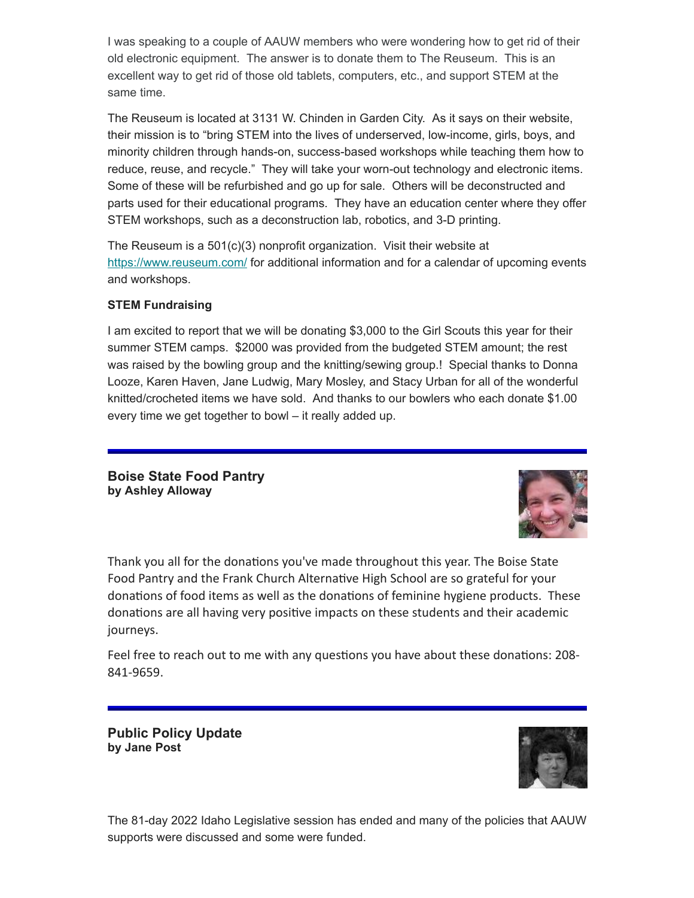I was speaking to a couple of AAUW members who were wondering how to get rid of their old electronic equipment. The answer is to donate them to The Reuseum. This is an excellent way to get rid of those old tablets, computers, etc., and support STEM at the same time.

The Reuseum is located at 3131 W. Chinden in Garden City. As it says on their website, their mission is to "bring STEM into the lives of underserved, low-income, girls, boys, and minority children through hands-on, success-based workshops while teaching them how to reduce, reuse, and recycle." They will take your worn-out technology and electronic items. Some of these will be refurbished and go up for sale. Others will be deconstructed and parts used for their educational programs. They have an education center where they offer STEM workshops, such as a deconstruction lab, robotics, and 3-D printing.

The Reuseum is a 501(c)(3) nonprofit organization. Visit their website at https://www.reuseum.com/ for additional information and for a calendar of upcoming events and workshops.

**STEM Fundraising**

I am excited to report that we will be donating $3,000 to the Girl Scouts this year for their summer STEM camps. $2000 was provided from the budgeted STEM amount; the rest was raised by the bowling group and the knitting/sewing group.! Special thanks to Donna Looze, Karen Haven, Jane Ludwig, Mary Mosley, and Stacy Urban for all of the wonderful knitted/crocheted items we have sold. And thanks to our bowlers who each donate $1.00 every time we get together to bowl – it really added up.

---

## Boise State Food Pantry
**by Ashley Alloway**

Thank you all for the donations you've made throughout this year. The Boise State Food Pantry and the Frank Church Alternative High School are so grateful for your donations of food items as well as the donations of feminine hygiene products. These donations are all having very positive impacts on these students and their academic journeys.

Feel free to reach out to me with any questions you have about these donations: 208-841-9659.

---

## Public Policy Update
**by Jane Post**

The 81-day 2022 Idaho Legislative session has ended and many of the policies that AAUW supports were discussed and some were funded.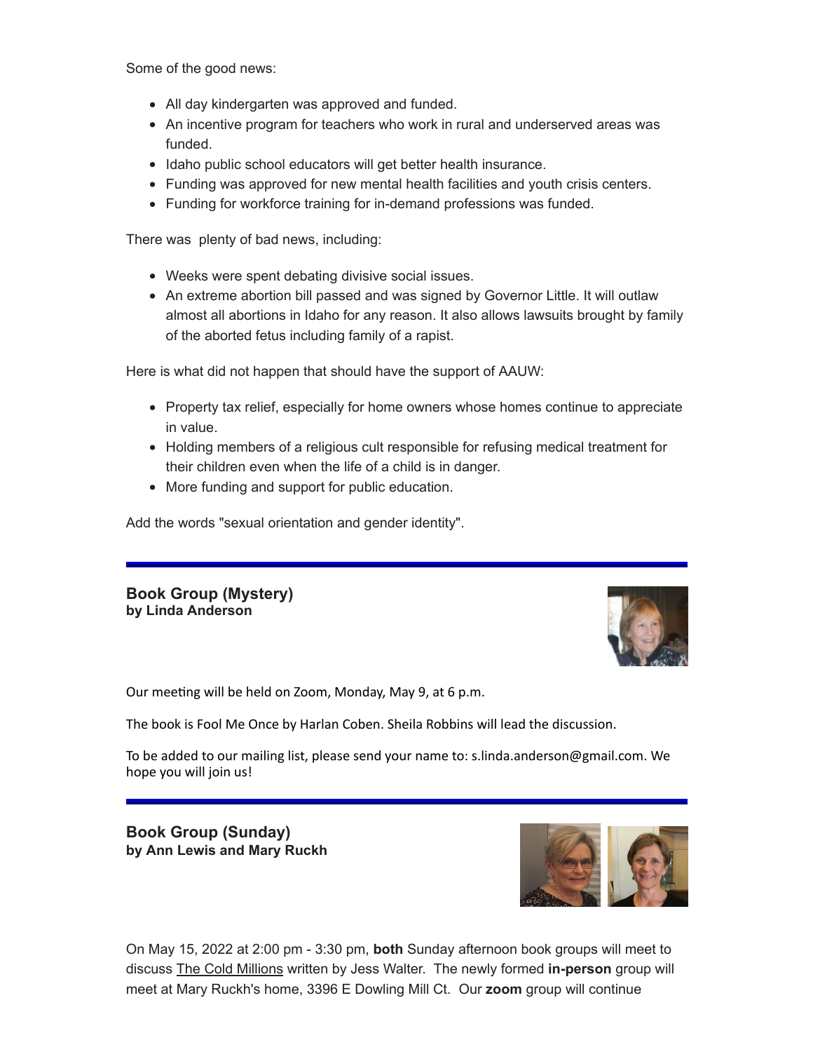Some of the good news:

- All day kindergarten was approved and funded.
- An incentive program for teachers who work in rural and underserved areas was funded.
- Idaho public school educators will get better health insurance.
- Funding was approved for new mental health facilities and youth crisis centers.
- Funding for workforce training for in-demand professions was funded.

There was plenty of bad news, including:

- Weeks were spent debating divisive social issues.
- An extreme abortion bill passed and was signed by Governor Little. It will outlaw almost all abortions in Idaho for any reason. It also allows lawsuits brought by family of the aborted fetus including family of a rapist.

Here is what did not happen that should have the support of AAUW:

- Property tax relief, especially for home owners whose homes continue to appreciate in value.
- Holding members of a religious cult responsible for refusing medical treatment for their children even when the life of a child is in danger.
- More funding and support for public education.

Add the words "sexual orientation and gender identity".

---

**Book Group (Mystery)**
**by Linda Anderson**

Our meeting will be held on Zoom, Monday, May 9, at 6 p.m.

The book is Fool Me Once by Harlan Coben. Sheila Robbins will lead the discussion.

To be added to our mailing list, please send your name to: s.linda.anderson@gmail.com. We hope you will join us!

---

**Book Group (Sunday)**
**by Ann Lewis and Mary Ruckh**

On May 15, 2022 at 2:00 pm - 3:30 pm, **both** Sunday afternoon book groups will meet to discuss The Cold Millions written by Jess Walter. The newly formed **in-person** group will meet at Mary Ruckh's home, 3396 E Dowling Mill Ct. Our **zoom** group will continue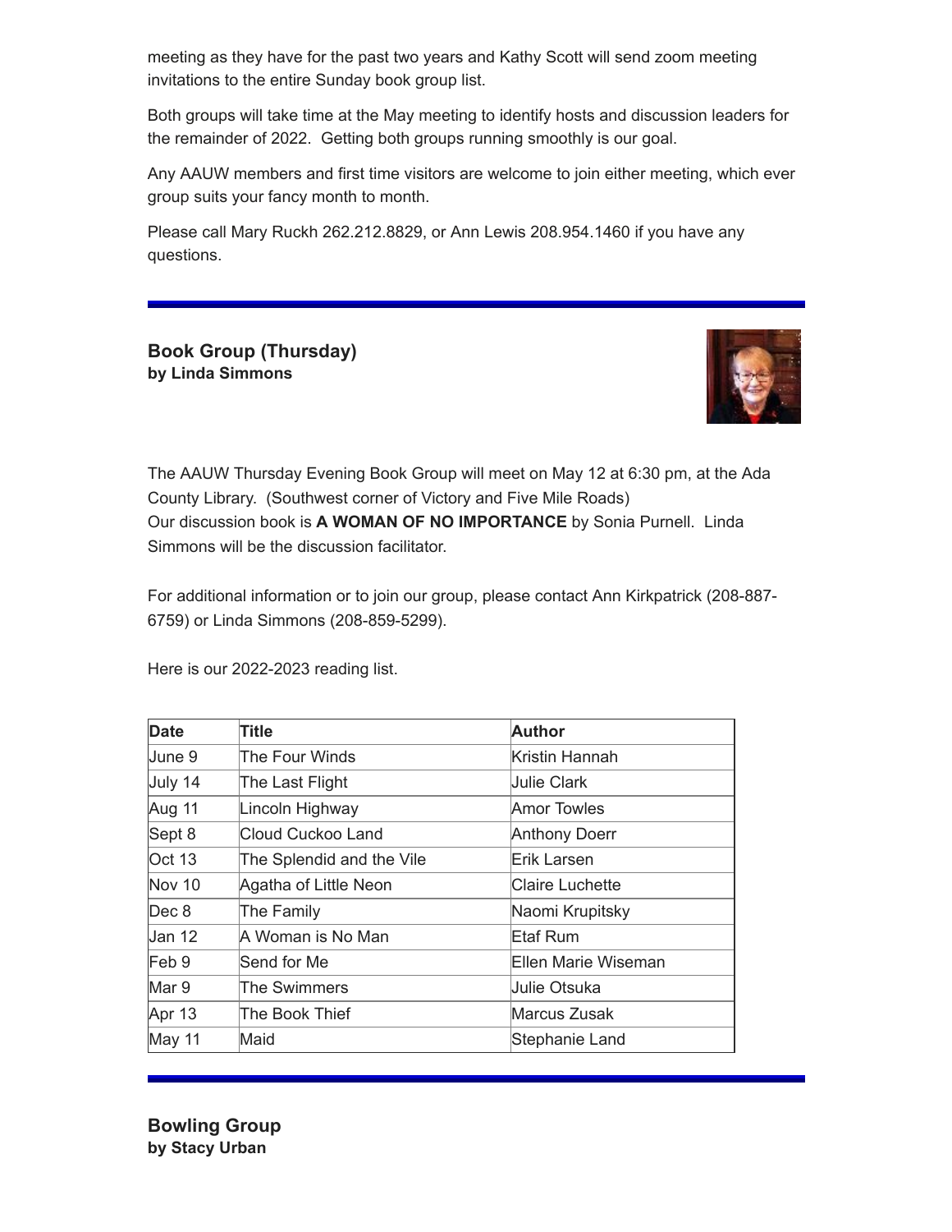meeting as they have for the past two years and Kathy Scott will send zoom meeting invitations to the entire Sunday book group list.

Both groups will take time at the May meeting to identify hosts and discussion leaders for the remainder of 2022. Getting both groups running smoothly is our goal.

Any AAUW members and first time visitors are welcome to join either meeting, which ever group suits your fancy month to month.

Please call Mary Ruckh 262.212.8829, or Ann Lewis 208.954.1460 if you have any questions.

---

## Book Group (Thursday)

**by Linda Simmons**

The AAUW Thursday Evening Book Group will meet on May 12 at 6:30 pm, at the Ada County Library. (Southwest corner of Victory and Five Mile Roads)
Our discussion book is **A WOMAN OF NO IMPORTANCE** by Sonia Purnell. Linda Simmons will be the discussion facilitator.

For additional information or to join our group, please contact Ann Kirkpatrick (208-887-6759) or Linda Simmons (208-859-5299).

Here is our 2022-2023 reading list.

| Date | Title | Author |
|---|---|---|
| June 9 | The Four Winds | Kristin Hannah |
| July 14 | The Last Flight | Julie Clark |
| Aug 11 | Lincoln Highway | Amor Towles |
| Sept 8 | Cloud Cuckoo Land | Anthony Doerr |
| Oct 13 | The Splendid and the Vile | Erik Larsen |
| Nov 10 | Agatha of Little Neon | Claire Luchette |
| Dec 8 | The Family | Naomi Krupitsky |
| Jan 12 | A Woman is No Man | Etaf Rum |
| Feb 9 | Send for Me | Ellen Marie Wiseman |
| Mar 9 | The Swimmers | Julie Otsuka |
| Apr 13 | The Book Thief | Marcus Zusak |
| May 11 | Maid | Stephanie Land |

---

## Bowling Group

**by Stacy Urban**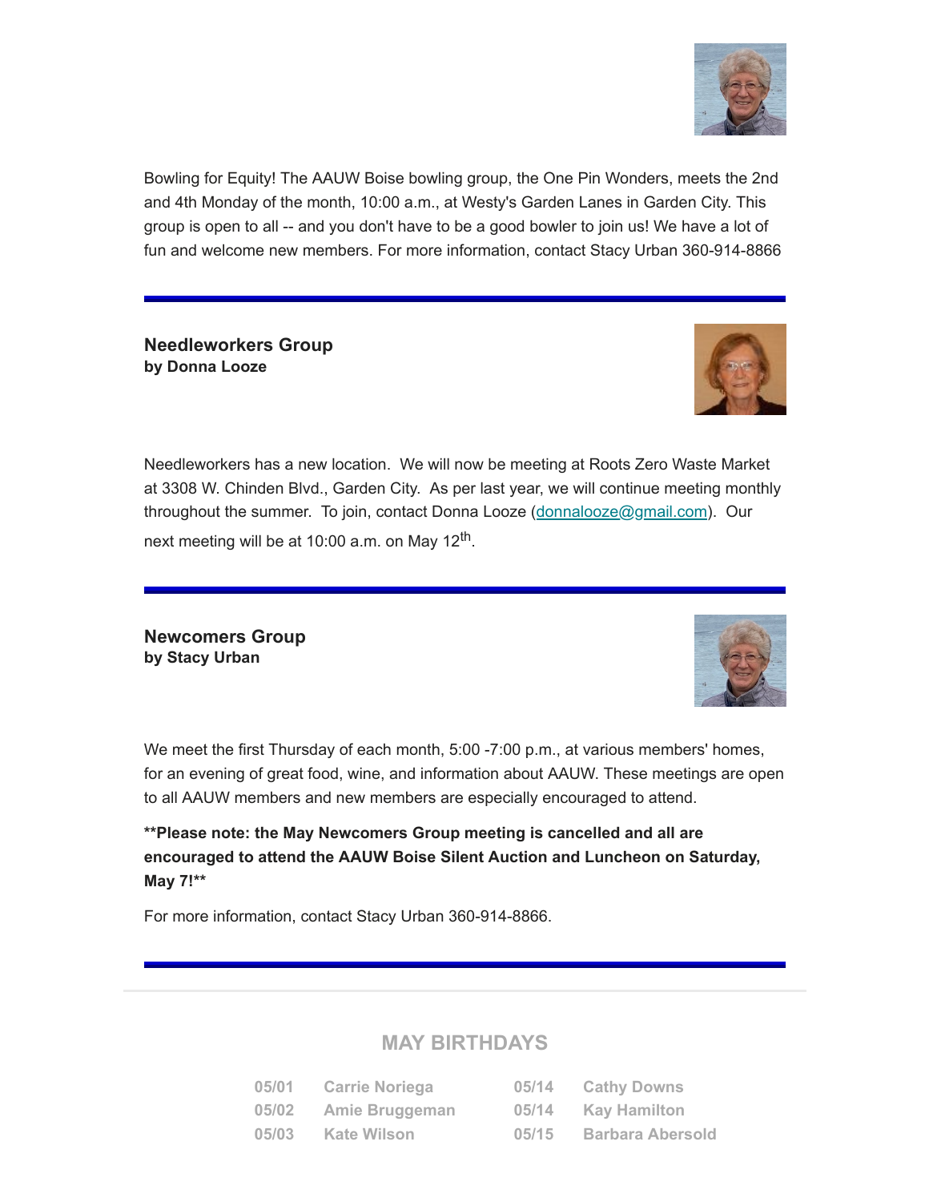Bowling for Equity! The AAUW Boise bowling group, the One Pin Wonders, meets the 2nd and 4th Monday of the month, 10:00 a.m., at Westy's Garden Lanes in Garden City. This group is open to all -- and you don't have to be a good bowler to join us! We have a lot of fun and welcome new members. For more information, contact Stacy Urban 360-914-8866

---

### Needleworkers Group
**by Donna Looze**

Needleworkers has a new location. We will now be meeting at Roots Zero Waste Market at 3308 W. Chinden Blvd., Garden City. As per last year, we will continue meeting monthly throughout the summer. To join, contact Donna Looze (donnalooze@gmail.com). Our next meeting will be at 10:00 a.m. on May 12th.

---

### Newcomers Group
**by Stacy Urban**

We meet the first Thursday of each month, 5:00 -7:00 p.m., at various members' homes, for an evening of great food, wine, and information about AAUW. These meetings are open to all AAUW members and new members are especially encouraged to attend.

****Please note: the May Newcomers Group meeting is cancelled and all are encouraged to attend the AAUW Boise Silent Auction and Luncheon on Saturday, May 7!****

For more information, contact Stacy Urban 360-914-8866.

---

## MAY BIRTHDAYS

| | | | |
|---|---|---|---|
| 05/01 | Carrie Noriega | 05/14 | Cathy Downs |
| 05/02 | Amie Bruggeman | 05/14 | Kay Hamilton |
| 05/03 | Kate Wilson | 05/15 | Barbara Abersold |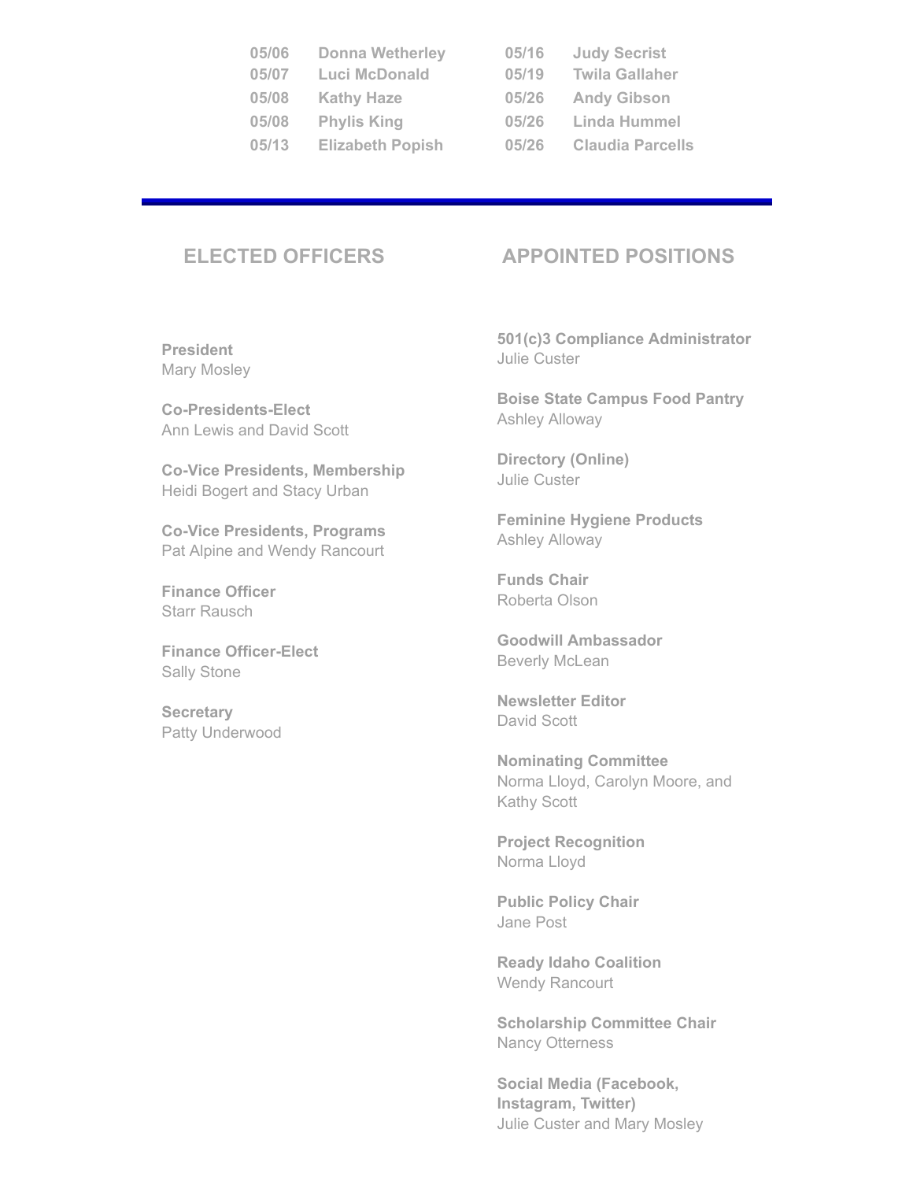| | | | |
|---|---|---|---|
| **05/06** | **Donna Wetherley** | **05/16** | **Judy Secrist** |
| **05/07** | **Luci McDonald** | **05/19** | **Twila Gallaher** |
| **05/08** | **Kathy Haze** | **05/26** | **Andy Gibson** |
| **05/08** | **Phylis King** | **05/26** | **Linda Hummel** |
| **05/13** | **Elizabeth Popish** | **05/26** | **Claudia Parcells** |

---

## ELECTED OFFICERS

**President**
Mary Mosley

**Co-Presidents-Elect**
Ann Lewis and David Scott

**Co-Vice Presidents, Membership**
Heidi Bogert and Stacy Urban

**Co-Vice Presidents, Programs**
Pat Alpine and Wendy Rancourt

**Finance Officer**
Starr Rausch

**Finance Officer-Elect**
Sally Stone

**Secretary**
Patty Underwood

## APPOINTED POSITIONS

**501(c)3 Compliance Administrator**
Julie Custer

**Boise State Campus Food Pantry**
Ashley Alloway

**Directory (Online)**
Julie Custer

**Feminine Hygiene Products**
Ashley Alloway

**Funds Chair**
Roberta Olson

**Goodwill Ambassador**
Beverly McLean

**Newsletter Editor**
David Scott

**Nominating Committee**
Norma Lloyd, Carolyn Moore, and Kathy Scott

**Project Recognition**
Norma Lloyd

**Public Policy Chair**
Jane Post

**Ready Idaho Coalition**
Wendy Rancourt

**Scholarship Committee Chair**
Nancy Otterness

**Social Media (Facebook, Instagram, Twitter)**
Julie Custer and Mary Mosley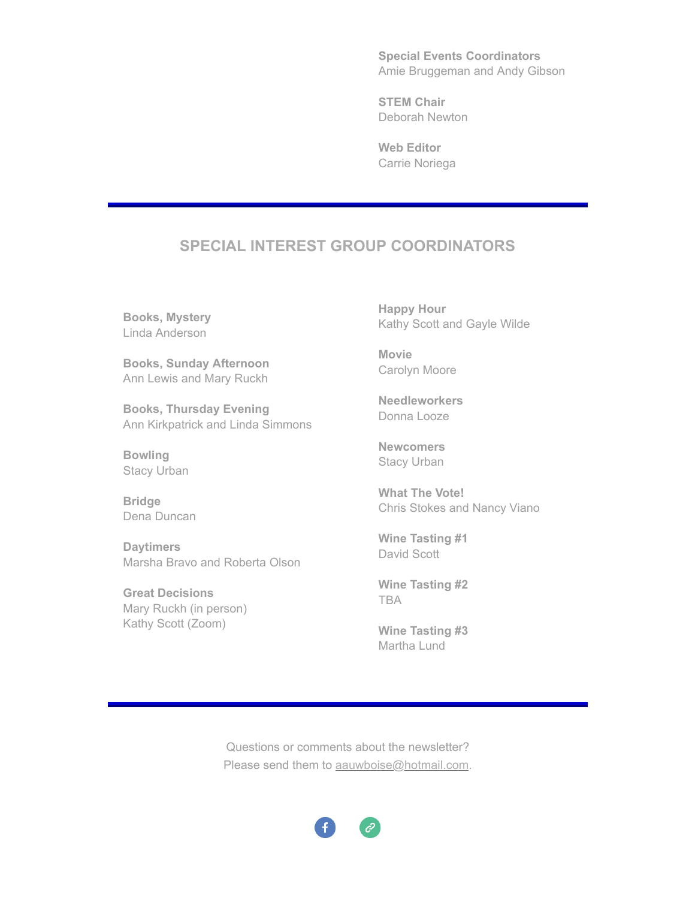**Special Events Coordinators**
Amie Bruggeman and Andy Gibson

**STEM Chair**
Deborah Newton

**Web Editor**
Carrie Noriega

---

## SPECIAL INTEREST GROUP COORDINATORS

**Books, Mystery**
Linda Anderson

**Books, Sunday Afternoon**
Ann Lewis and Mary Ruckh

**Books, Thursday Evening**
Ann Kirkpatrick and Linda Simmons

**Bowling**
Stacy Urban

**Bridge**
Dena Duncan

**Daytimers**
Marsha Bravo and Roberta Olson

**Great Decisions**
Mary Ruckh (in person)
Kathy Scott (Zoom)

**Happy Hour**
Kathy Scott and Gayle Wilde

**Movie**
Carolyn Moore

**Needleworkers**
Donna Looze

**Newcomers**
Stacy Urban

**What The Vote!**
Chris Stokes and Nancy Viano

**Wine Tasting #1**
David Scott

**Wine Tasting #2**
TBA

**Wine Tasting #3**
Martha Lund

---

Questions or comments about the newsletter?
Please send them to aauwboise@hotmail.com.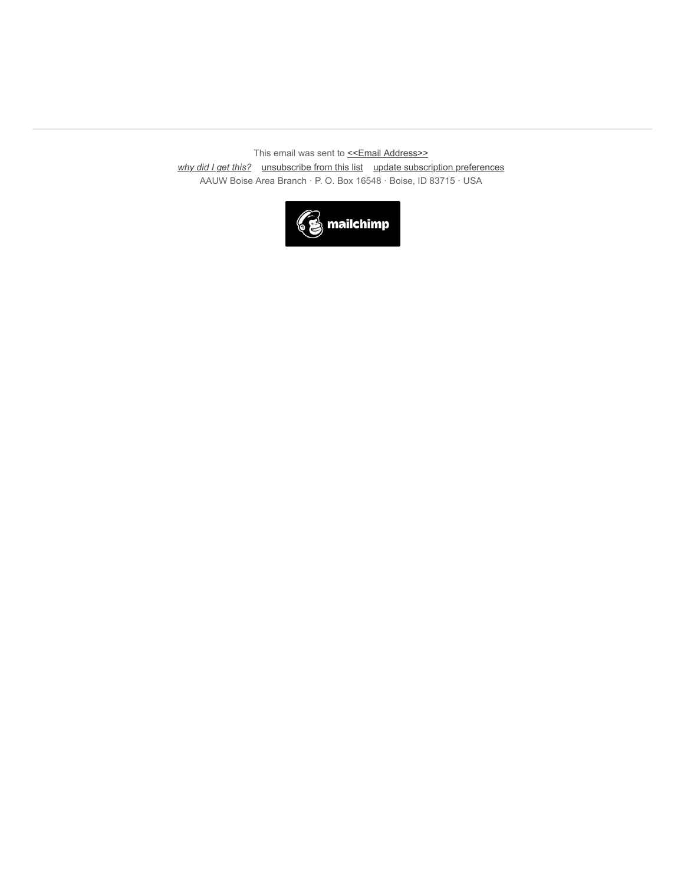This email was sent to <<Email Address>>

*why did I get this?*    unsubscribe from this list    update subscription preferences

AAUW Boise Area Branch · P. O. Box 16548 · Boise, ID 83715 · USA

mailchimp